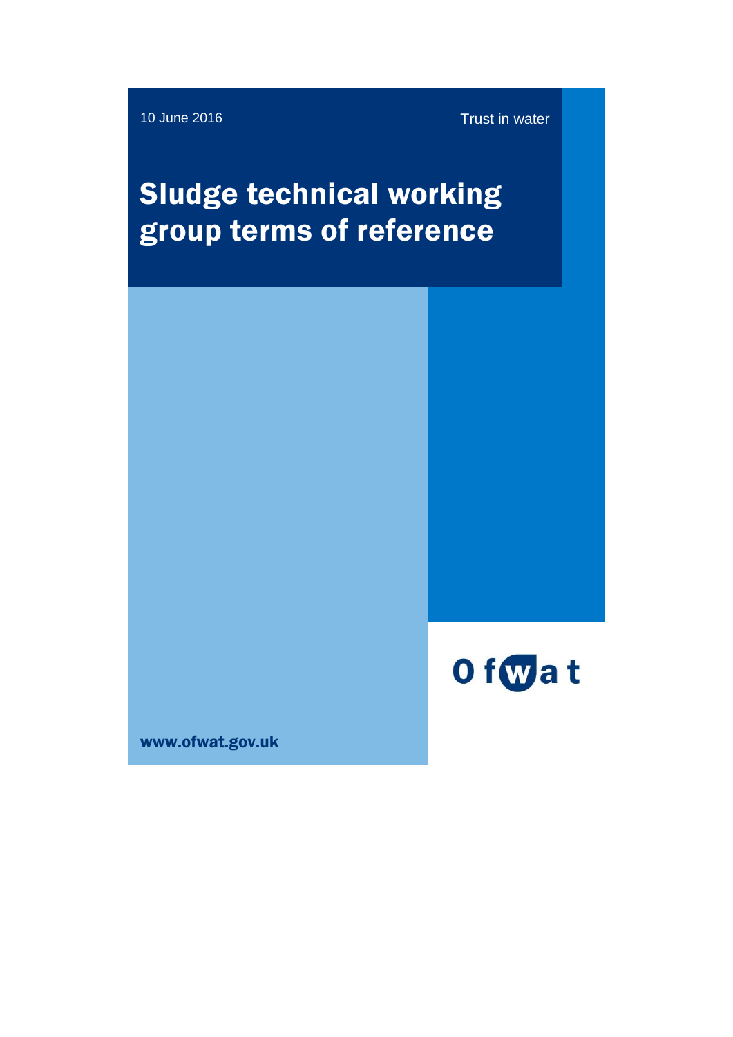10 June 2016

Trust in water

# Sludge technical working group terms of reference

Ofwat

www.ofwat.gov.uk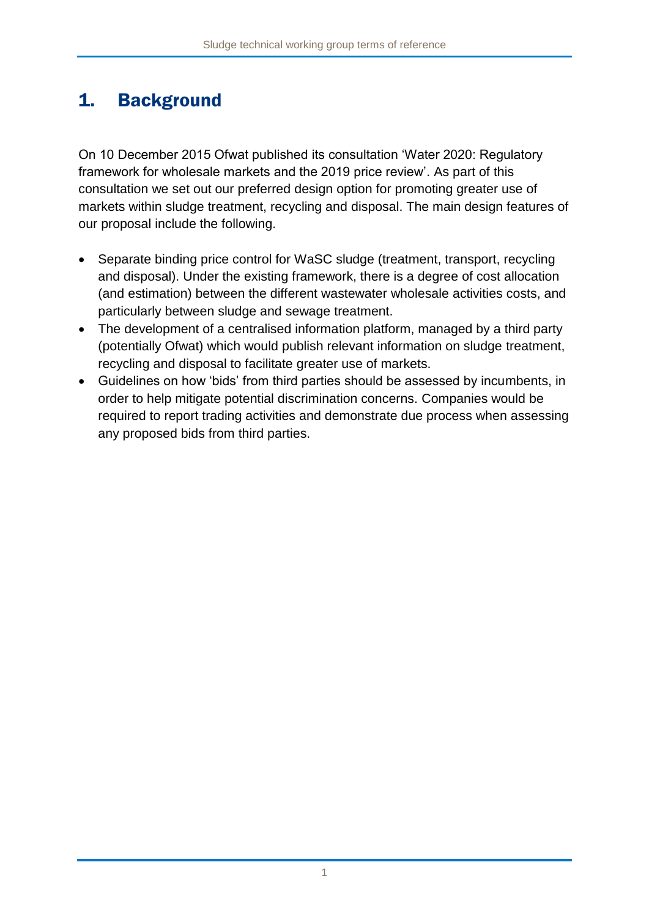# 1. Background

On 10 December 2015 Ofwat published its consultation 'Water 2020: Regulatory framework for wholesale markets and the 2019 price review'. As part of this consultation we set out our preferred design option for promoting greater use of markets within sludge treatment, recycling and disposal. The main design features of our proposal include the following.

- Separate binding price control for WaSC sludge (treatment, transport, recycling and disposal). Under the existing framework, there is a degree of cost allocation (and estimation) between the different wastewater wholesale activities costs, and particularly between sludge and sewage treatment.
- The development of a centralised information platform, managed by a third party (potentially Ofwat) which would publish relevant information on sludge treatment, recycling and disposal to facilitate greater use of markets.
- Guidelines on how 'bids' from third parties should be assessed by incumbents, in order to help mitigate potential discrimination concerns. Companies would be required to report trading activities and demonstrate due process when assessing any proposed bids from third parties.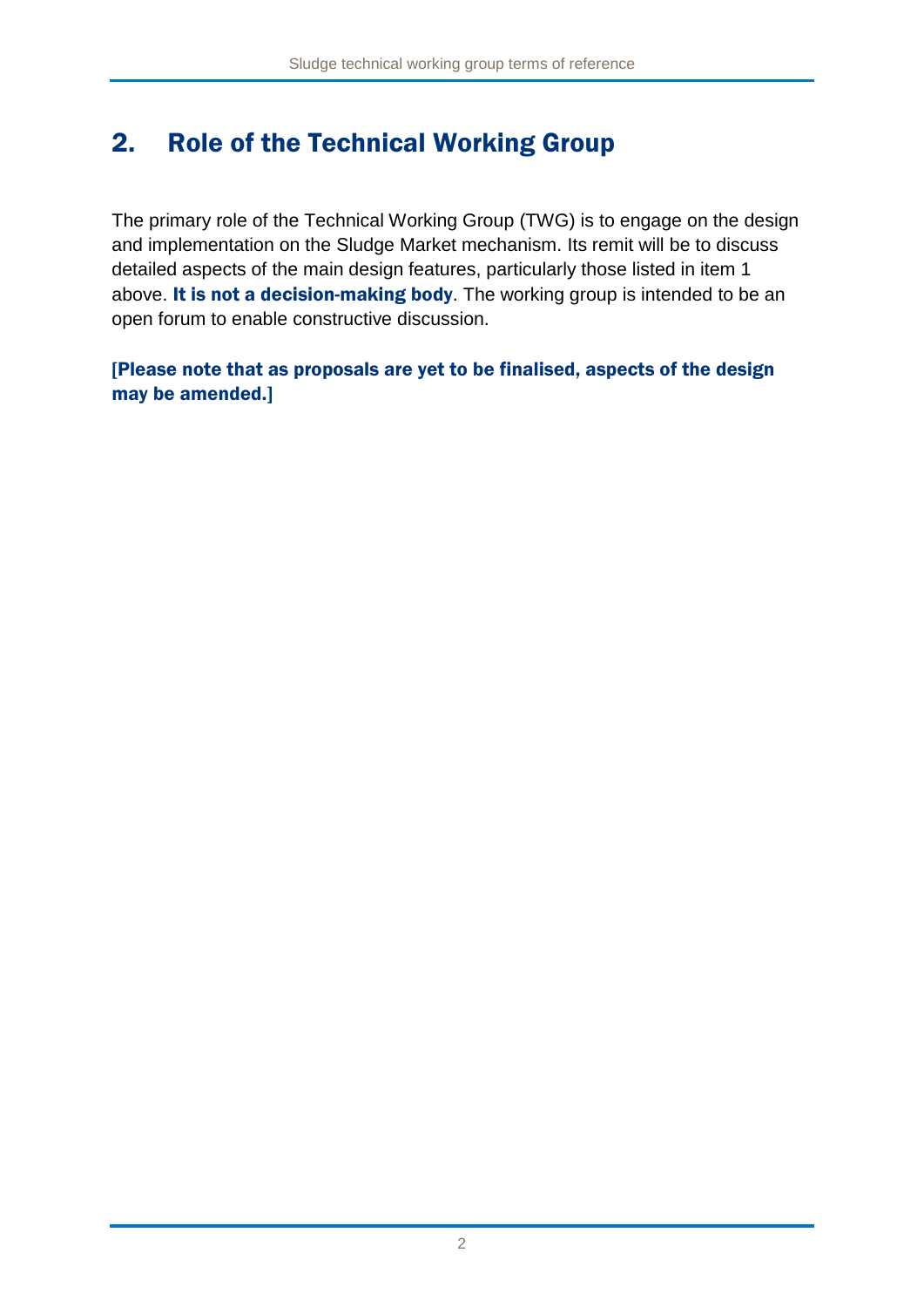## 2. Role of the Technical Working Group

The primary role of the Technical Working Group (TWG) is to engage on the design and implementation on the Sludge Market mechanism. Its remit will be to discuss detailed aspects of the main design features, particularly those listed in item 1 above. **It is not a decision-making body**. The working group is intended to be an open forum to enable constructive discussion.

**[Please note that as proposals are yet to be finalised, aspects of the design may be amended.]**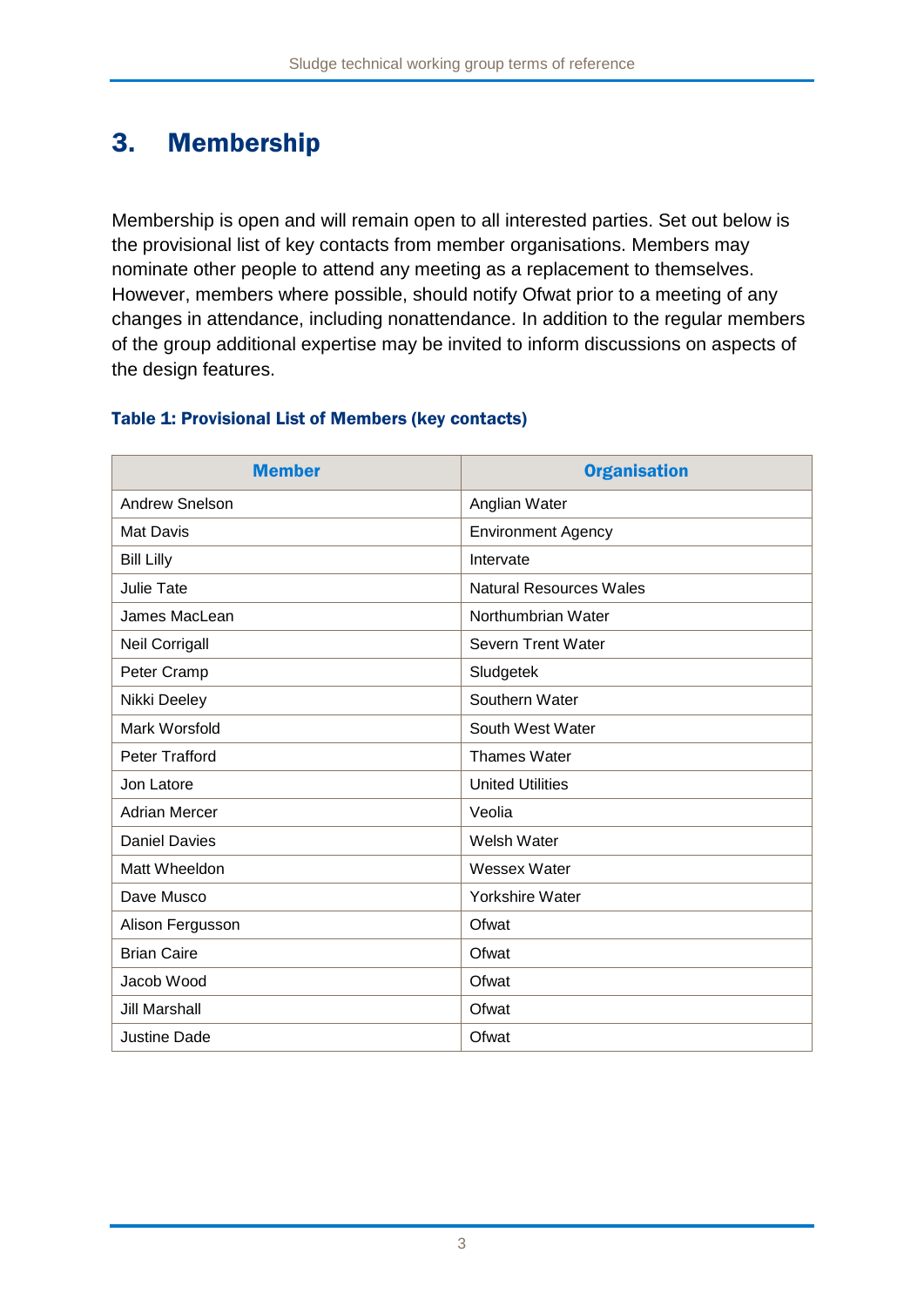# 3. Membership

Membership is open and will remain open to all interested parties. Set out below is the provisional list of key contacts from member organisations. Members may nominate other people to attend any meeting as a replacement to themselves. However, members where possible, should notify Ofwat prior to a meeting of any changes in attendance, including nonattendance. In addition to the regular members of the group additional expertise may be invited to inform discussions on aspects of the design features.

**Table 1: Provisional List of Members (key contacts)**

| Member | Organisation |
|---|---|
| Andrew Snelson | Anglian Water |
| Mat Davis | Environment Agency |
| Bill Lilly | Intervate |
| Julie Tate | Natural Resources Wales |
| James MacLean | Northumbrian Water |
| Neil Corrigall | Severn Trent Water |
| Peter Cramp | Sludgetek |
| Nikki Deeley | Southern Water |
| Mark Worsfold | South West Water |
| Peter Trafford | Thames Water |
| Jon Latore | United Utilities |
| Adrian Mercer | Veolia |
| Daniel Davies | Welsh Water |
| Matt Wheeldon | Wessex Water |
| Dave Musco | Yorkshire Water |
| Alison Fergusson | Ofwat |
| Brian Caire | Ofwat |
| Jacob Wood | Ofwat |
| Jill Marshall | Ofwat |
| Justine Dade | Ofwat |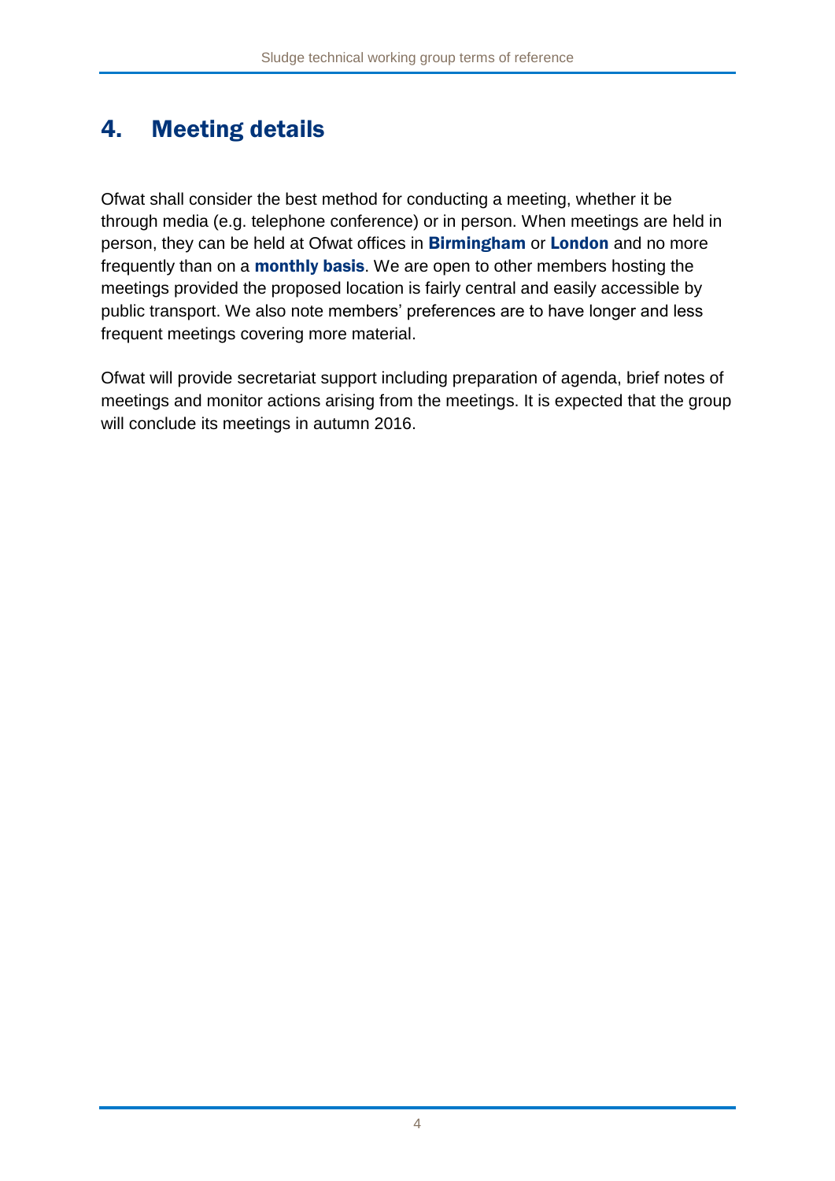## 4. Meeting details

Ofwat shall consider the best method for conducting a meeting, whether it be through media (e.g. telephone conference) or in person. When meetings are held in person, they can be held at Ofwat offices in **Birmingham** or **London** and no more frequently than on a **monthly basis**. We are open to other members hosting the meetings provided the proposed location is fairly central and easily accessible by public transport. We also note members' preferences are to have longer and less frequent meetings covering more material.

Ofwat will provide secretariat support including preparation of agenda, brief notes of meetings and monitor actions arising from the meetings. It is expected that the group will conclude its meetings in autumn 2016.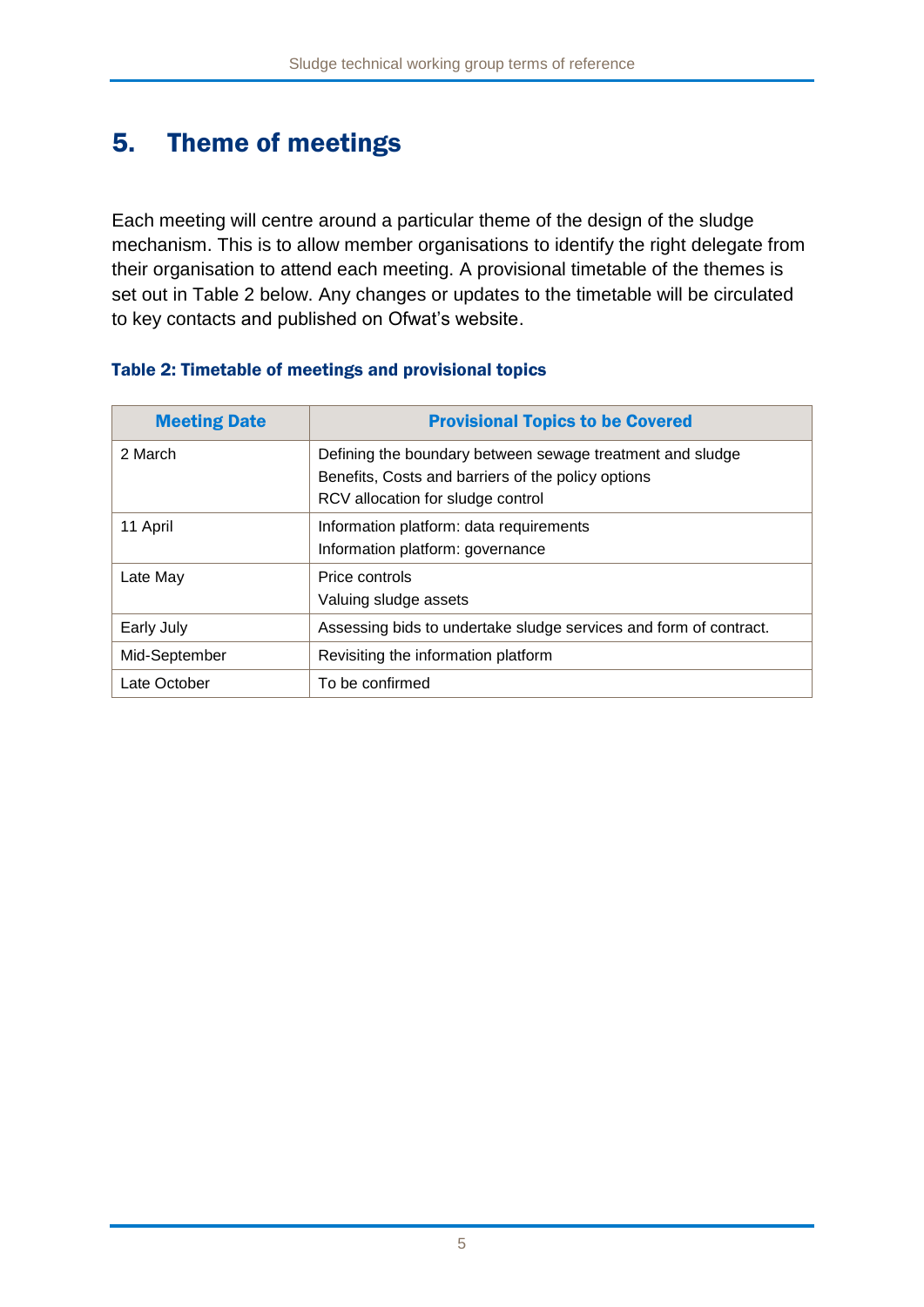## 5. Theme of meetings

Each meeting will centre around a particular theme of the design of the sludge mechanism. This is to allow member organisations to identify the right delegate from their organisation to attend each meeting. A provisional timetable of the themes is set out in Table 2 below. Any changes or updates to the timetable will be circulated to key contacts and published on Ofwat's website.

**Table 2: Timetable of meetings and provisional topics**

| Meeting Date | Provisional Topics to be Covered |
| --- | --- |
| 2 March | Defining the boundary between sewage treatment and sludge<br>Benefits, Costs and barriers of the policy options<br>RCV allocation for sludge control |
| 11 April | Information platform: data requirements<br>Information platform: governance |
| Late May | Price controls<br>Valuing sludge assets |
| Early July | Assessing bids to undertake sludge services and form of contract. |
| Mid-September | Revisiting the information platform |
| Late October | To be confirmed |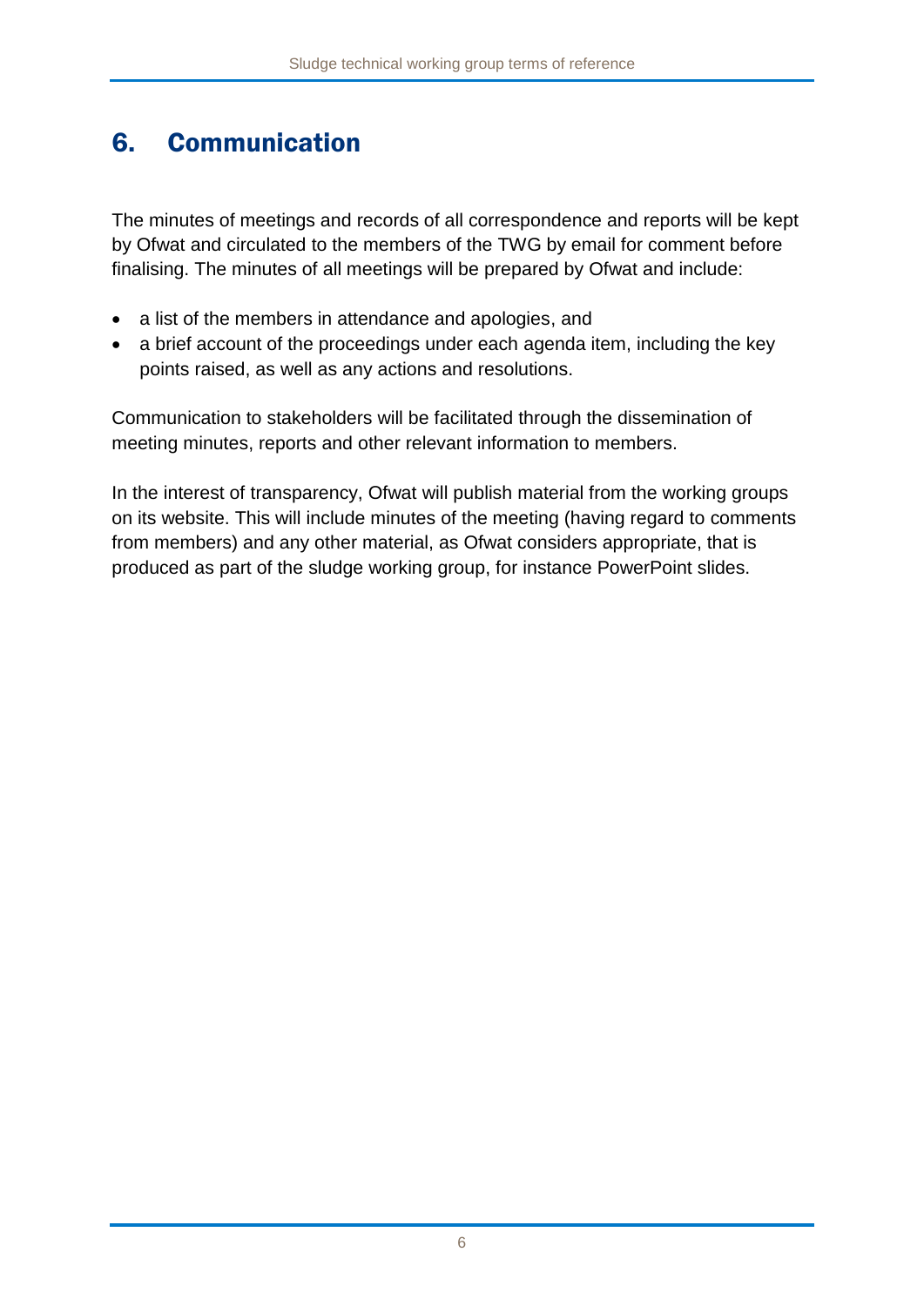## 6. Communication

The minutes of meetings and records of all correspondence and reports will be kept by Ofwat and circulated to the members of the TWG by email for comment before finalising. The minutes of all meetings will be prepared by Ofwat and include:

- a list of the members in attendance and apologies, and
- a brief account of the proceedings under each agenda item, including the key points raised, as well as any actions and resolutions.

Communication to stakeholders will be facilitated through the dissemination of meeting minutes, reports and other relevant information to members.

In the interest of transparency, Ofwat will publish material from the working groups on its website. This will include minutes of the meeting (having regard to comments from members) and any other material, as Ofwat considers appropriate, that is produced as part of the sludge working group, for instance PowerPoint slides.